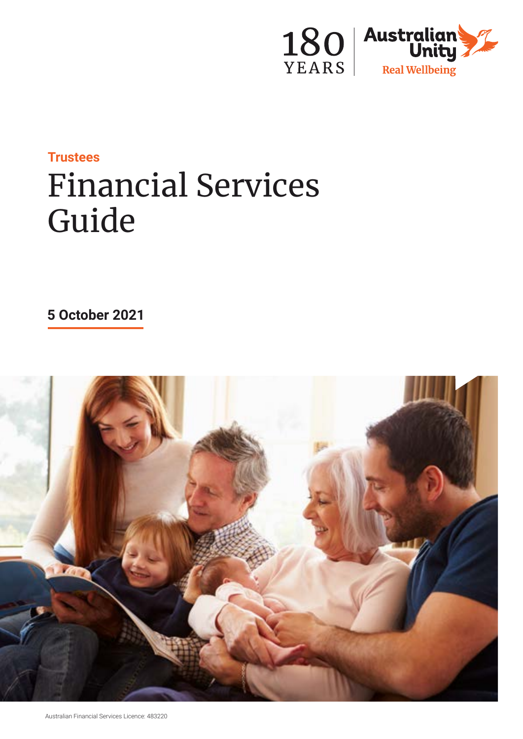180 YEARS

Australian Unity

Real Wellbeing

**Trustees**

# Financial Services Guide

**5 October 2021**

Australian Financial Services Licence: 483220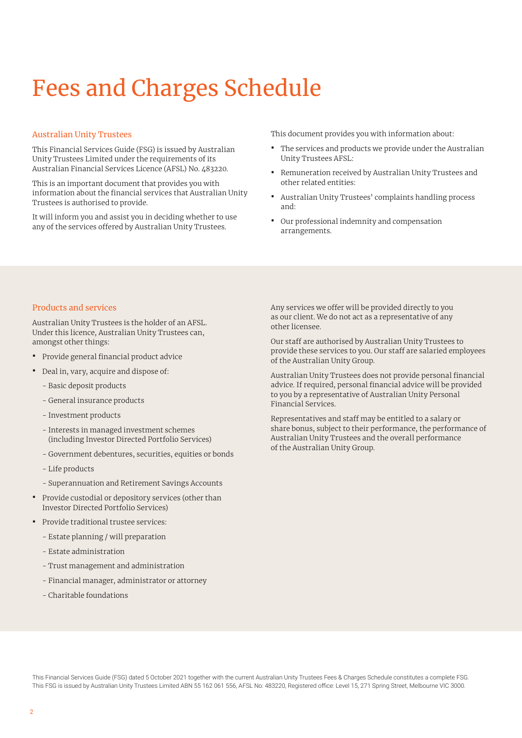# Fees and Charges Schedule

## Australian Unity Trustees

This Financial Services Guide (FSG) is issued by Australian Unity Trustees Limited under the requirements of its Australian Financial Services Licence (AFSL) No. 483220.

This is an important document that provides you with information about the financial services that Australian Unity Trustees is authorised to provide.

It will inform you and assist you in deciding whether to use any of the services offered by Australian Unity Trustees.

This document provides you with information about:

- The services and products we provide under the Australian Unity Trustees AFSL:
- Remuneration received by Australian Unity Trustees and other related entities:
- Australian Unity Trustees' complaints handling process and:
- Our professional indemnity and compensation arrangements.

## Products and services

Australian Unity Trustees is the holder of an AFSL. Under this licence, Australian Unity Trustees can, amongst other things:

- Provide general financial product advice
- Deal in, vary, acquire and dispose of:
  - Basic deposit products
  - General insurance products
  - Investment products
  - Interests in managed investment schemes (including Investor Directed Portfolio Services)
  - Government debentures, securities, equities or bonds
  - Life products
  - Superannuation and Retirement Savings Accounts
- Provide custodial or depository services (other than Investor Directed Portfolio Services)
- Provide traditional trustee services:
  - Estate planning / will preparation
  - Estate administration
  - Trust management and administration
  - Financial manager, administrator or attorney
  - Charitable foundations

Any services we offer will be provided directly to you as our client. We do not act as a representative of any other licensee.

Our staff are authorised by Australian Unity Trustees to provide these services to you. Our staff are salaried employees of the Australian Unity Group.

Australian Unity Trustees does not provide personal financial advice. If required, personal financial advice will be provided to you by a representative of Australian Unity Personal Financial Services.

Representatives and staff may be entitled to a salary or share bonus, subject to their performance, the performance of Australian Unity Trustees and the overall performance of the Australian Unity Group.

This Financial Services Guide (FSG) dated 5 October 2021 together with the current Australian Unity Trustees Fees & Charges Schedule constitutes a complete FSG. This FSG is issued by Australian Unity Trustees Limited ABN 55 162 061 556, AFSL No: 483220, Registered office: Level 15, 271 Spring Street, Melbourne VIC 3000.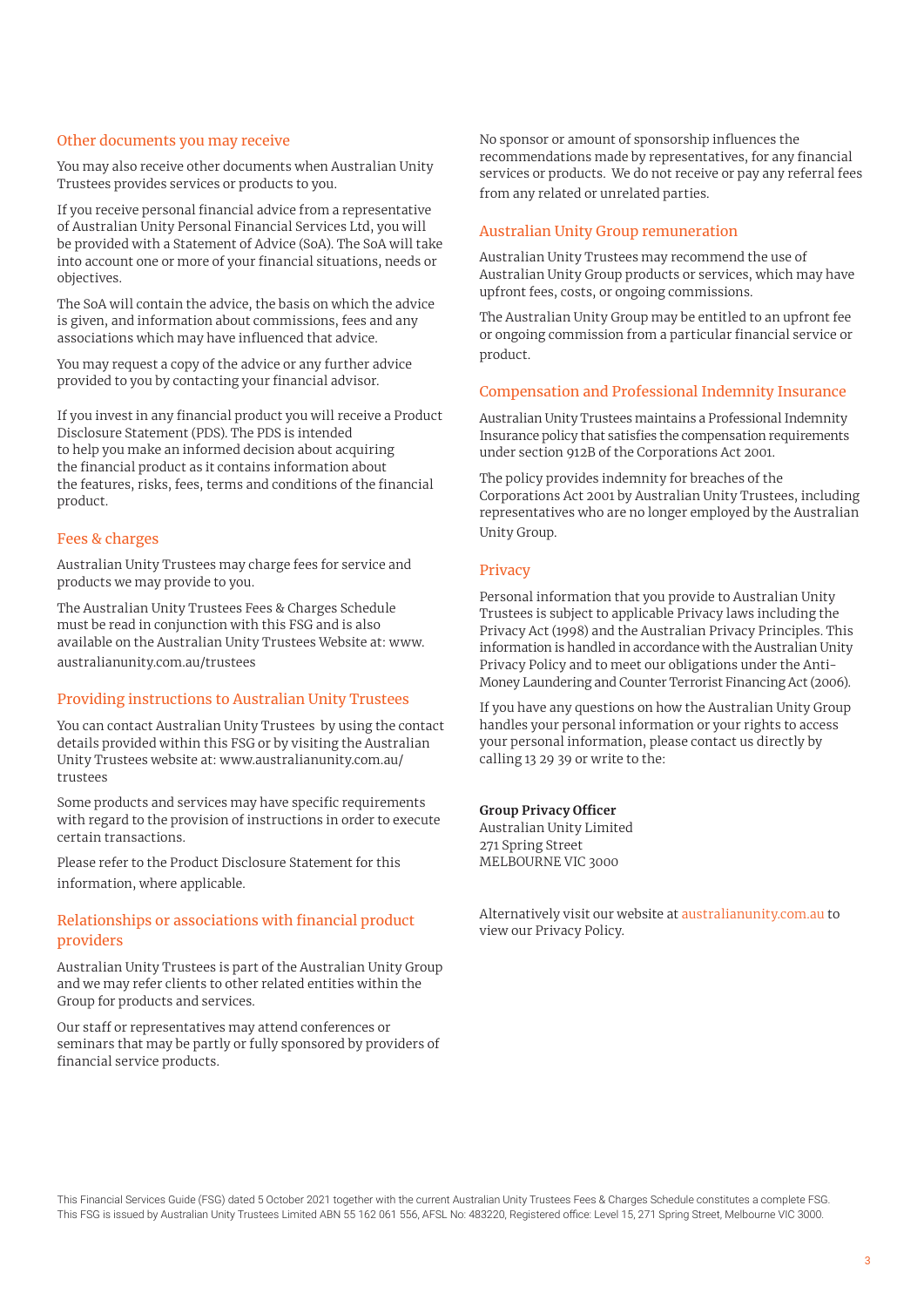## Other documents you may receive

You may also receive other documents when Australian Unity Trustees provides services or products to you.

If you receive personal financial advice from a representative of Australian Unity Personal Financial Services Ltd, you will be provided with a Statement of Advice (SoA). The SoA will take into account one or more of your financial situations, needs or objectives.

The SoA will contain the advice, the basis on which the advice is given, and information about commissions, fees and any associations which may have influenced that advice.

You may request a copy of the advice or any further advice provided to you by contacting your financial advisor.

If you invest in any financial product you will receive a Product Disclosure Statement (PDS). The PDS is intended to help you make an informed decision about acquiring the financial product as it contains information about the features, risks, fees, terms and conditions of the financial product.

## Fees & charges

Australian Unity Trustees may charge fees for service and products we may provide to you.

The Australian Unity Trustees Fees & Charges Schedule must be read in conjunction with this FSG and is also available on the Australian Unity Trustees Website at: www.australianunity.com.au/trustees

## Providing instructions to Australian Unity Trustees

You can contact Australian Unity Trustees by using the contact details provided within this FSG or by visiting the Australian Unity Trustees website at: www.australianunity.com.au/trustees

Some products and services may have specific requirements with regard to the provision of instructions in order to execute certain transactions.

Please refer to the Product Disclosure Statement for this information, where applicable.

## Relationships or associations with financial product providers

Australian Unity Trustees is part of the Australian Unity Group and we may refer clients to other related entities within the Group for products and services.

Our staff or representatives may attend conferences or seminars that may be partly or fully sponsored by providers of financial service products.

No sponsor or amount of sponsorship influences the recommendations made by representatives, for any financial services or products. We do not receive or pay any referral fees from any related or unrelated parties.

## Australian Unity Group remuneration

Australian Unity Trustees may recommend the use of Australian Unity Group products or services, which may have upfront fees, costs, or ongoing commissions.

The Australian Unity Group may be entitled to an upfront fee or ongoing commission from a particular financial service or product.

## Compensation and Professional Indemnity Insurance

Australian Unity Trustees maintains a Professional Indemnity Insurance policy that satisfies the compensation requirements under section 912B of the Corporations Act 2001.

The policy provides indemnity for breaches of the Corporations Act 2001 by Australian Unity Trustees, including representatives who are no longer employed by the Australian Unity Group.

## Privacy

Personal information that you provide to Australian Unity Trustees is subject to applicable Privacy laws including the Privacy Act (1998) and the Australian Privacy Principles. This information is handled in accordance with the Australian Unity Privacy Policy and to meet our obligations under the Anti-Money Laundering and Counter Terrorist Financing Act (2006).

If you have any questions on how the Australian Unity Group handles your personal information or your rights to access your personal information, please contact us directly by calling 13 29 39 or write to the:

**Group Privacy Officer**
Australian Unity Limited
271 Spring Street
MELBOURNE VIC 3000

Alternatively visit our website at australianunity.com.au to view our Privacy Policy.

This Financial Services Guide (FSG) dated 5 October 2021 together with the current Australian Unity Trustees Fees & Charges Schedule constitutes a complete FSG. This FSG is issued by Australian Unity Trustees Limited ABN 55 162 061 556, AFSL No: 483220, Registered office: Level 15, 271 Spring Street, Melbourne VIC 3000.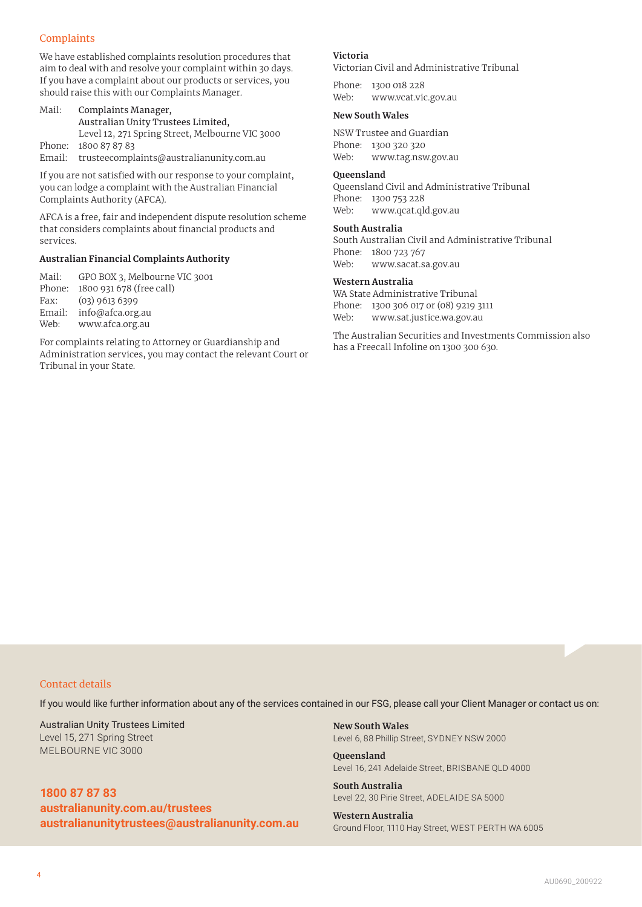## Complaints

We have established complaints resolution procedures that aim to deal with and resolve your complaint within 30 days. If you have a complaint about our products or services, you should raise this with our Complaints Manager.

Mail: **Complaints Manager,**
**Australian Unity Trustees Limited,**
Level 12, 271 Spring Street, Melbourne VIC 3000
Phone: 1800 87 87 83
Email: trusteecomplaints@australianunity.com.au

If you are not satisfied with our response to your complaint, you can lodge a complaint with the Australian Financial Complaints Authority (AFCA).

AFCA is a free, fair and independent dispute resolution scheme that considers complaints about financial products and services.

### Australian Financial Complaints Authority

Mail: GPO BOX 3, Melbourne VIC 3001
Phone: 1800 931 678 (free call)
Fax: (03) 9613 6399
Email: info@afca.org.au
Web: www.afca.org.au

For complaints relating to Attorney or Guardianship and Administration services, you may contact the relevant Court or Tribunal in your State.

### Victoria

Victorian Civil and Administrative Tribunal

Phone: 1300 018 228
Web: www.vcat.vic.gov.au

### New South Wales

NSW Trustee and Guardian
Phone: 1300 320 320
Web: www.tag.nsw.gov.au

### Queensland

Queensland Civil and Administrative Tribunal
Phone: 1300 753 228
Web: www.qcat.qld.gov.au

### South Australia

South Australian Civil and Administrative Tribunal
Phone: 1800 723 767
Web: www.sacat.sa.gov.au

### Western Australia

WA State Administrative Tribunal
Phone: 1300 306 017 or (08) 9219 3111
Web: www.sat.justice.wa.gov.au

The Australian Securities and Investments Commission also has a Freecall Infoline on 1300 300 630.

## Contact details

If you would like further information about any of the services contained in our FSG, please call your Client Manager or contact us on:

Australian Unity Trustees Limited
Level 15, 271 Spring Street
MELBOURNE VIC 3000

**1800 87 87 83**
**australianunity.com.au/trustees**
**australianunitytrustees@australianunity.com.au**

**New South Wales**
Level 6, 88 Phillip Street, SYDNEY NSW 2000

**Queensland**
Level 16, 241 Adelaide Street, BRISBANE QLD 4000

**South Australia**
Level 22, 30 Pirie Street, ADELAIDE SA 5000

**Western Australia**
Ground Floor, 1110 Hay Street, WEST PERTH WA 6005

AU0690_200922